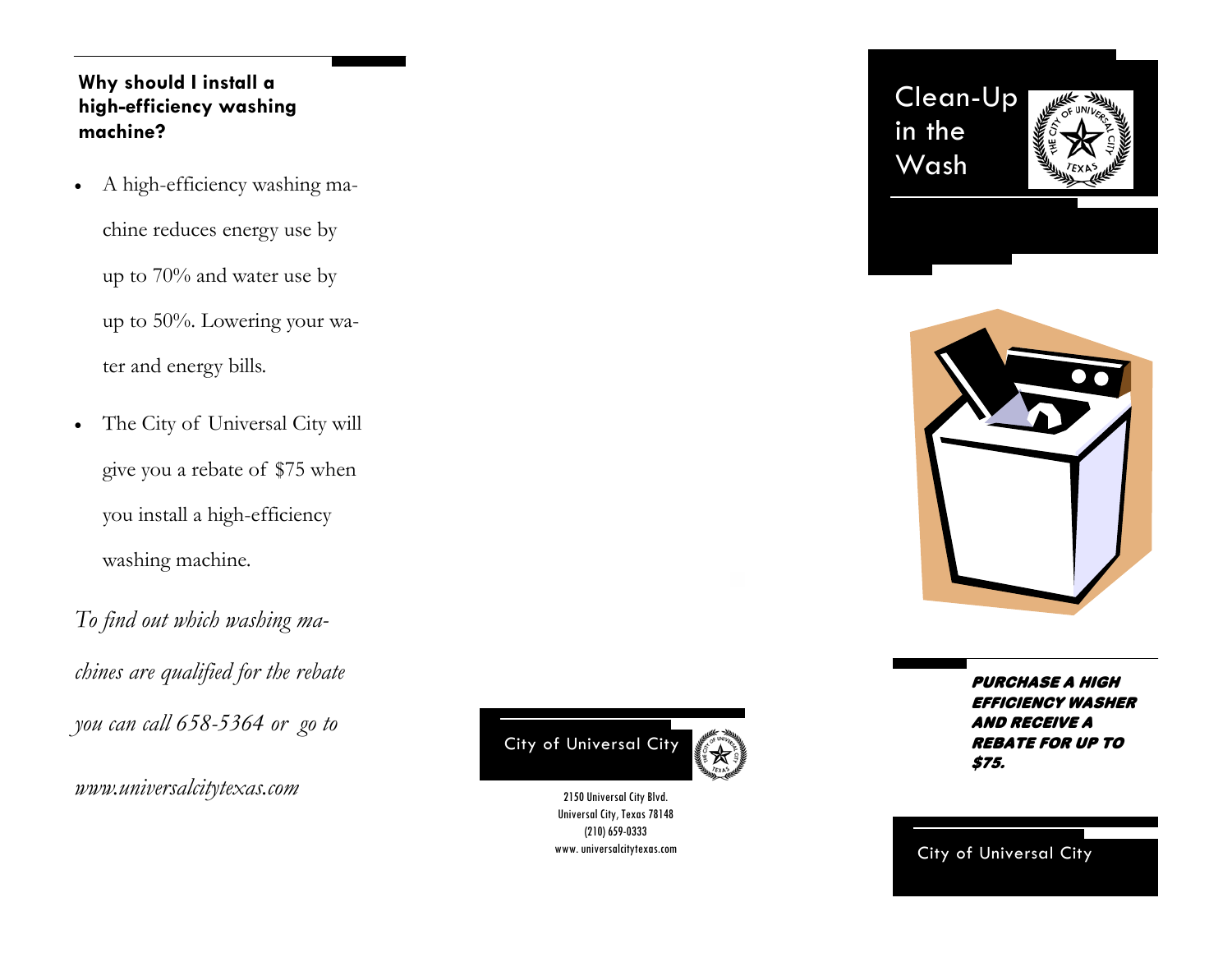### Why should I install a high-efficiency washing machine?

- A high-efficiency washing machine reduces energy use by up to 70% and water use by up to 50%. Lowering your water and energy bills.
- The City of Universal City will give you a rebate of $75 when you install a high-efficiency washing machine.

*To find out which washing machines are qualified for the rebate you can call 658-5364 or go to www.universalcitytexas.com*

City of Universal City

2150 Universal City Blvd.
Universal City, Texas 78148
(210) 659-0333
www. universalcitytexas.com

# Clean-Up in the Wash

***PURCHASE A HIGH EFFICIENCY WASHER AND RECEIVE A REBATE FOR UP TO $75.***

City of Universal City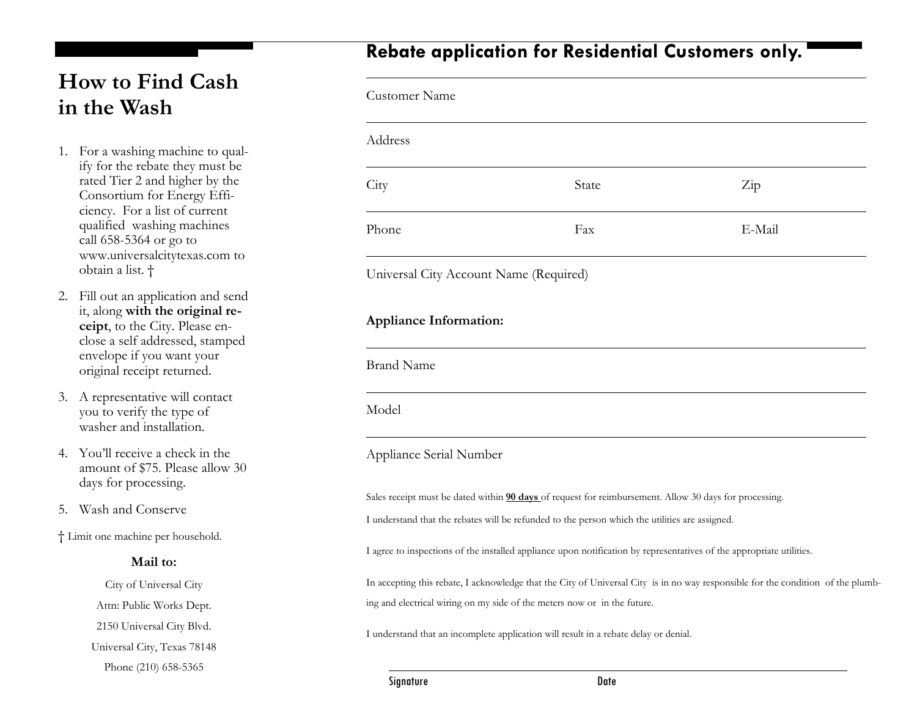# How to Find Cash in the Wash

1. For a washing machine to qualify for the rebate they must be rated Tier 2 and higher by the Consortium for Energy Efficiency. For a list of current qualified washing machines call 658-5364 or go to www.universalcitytexas.com to obtain a list. †
2. Fill out an application and send it, along **with the original receipt**, to the City. Please enclose a self addressed, stamped envelope if you want your original receipt returned.
3. A representative will contact you to verify the type of washer and installation.
4. You'll receive a check in the amount of $75. Please allow 30 days for processing.
5. Wash and Conserve

† Limit one machine per household.

**Mail to:**

City of Universal City
Attn: Public Works Dept.
2150 Universal City Blvd.
Universal City, Texas 78148
Phone (210) 658-5365

## Rebate application for Residential Customers only.

Customer Name

Address

City | State | Zip

Phone | Fax | E-Mail

Universal City Account Name (Required)

**Appliance Information:**

Brand Name

Model

Appliance Serial Number

Sales receipt must be dated within **90 days** of request for reimbursement. Allow 30 days for processing.

I understand that the rebates will be refunded to the person which the utilities are assigned.

I agree to inspections of the installed appliance upon notification by representatives of the appropriate utilities.

In accepting this rebate, I acknowledge that the City of Universal City is in no way responsible for the condition of the plumbing and electrical wiring on my side of the meters now or in the future.

I understand that an incomplete application will result in a rebate delay or denial.

Signature | Date